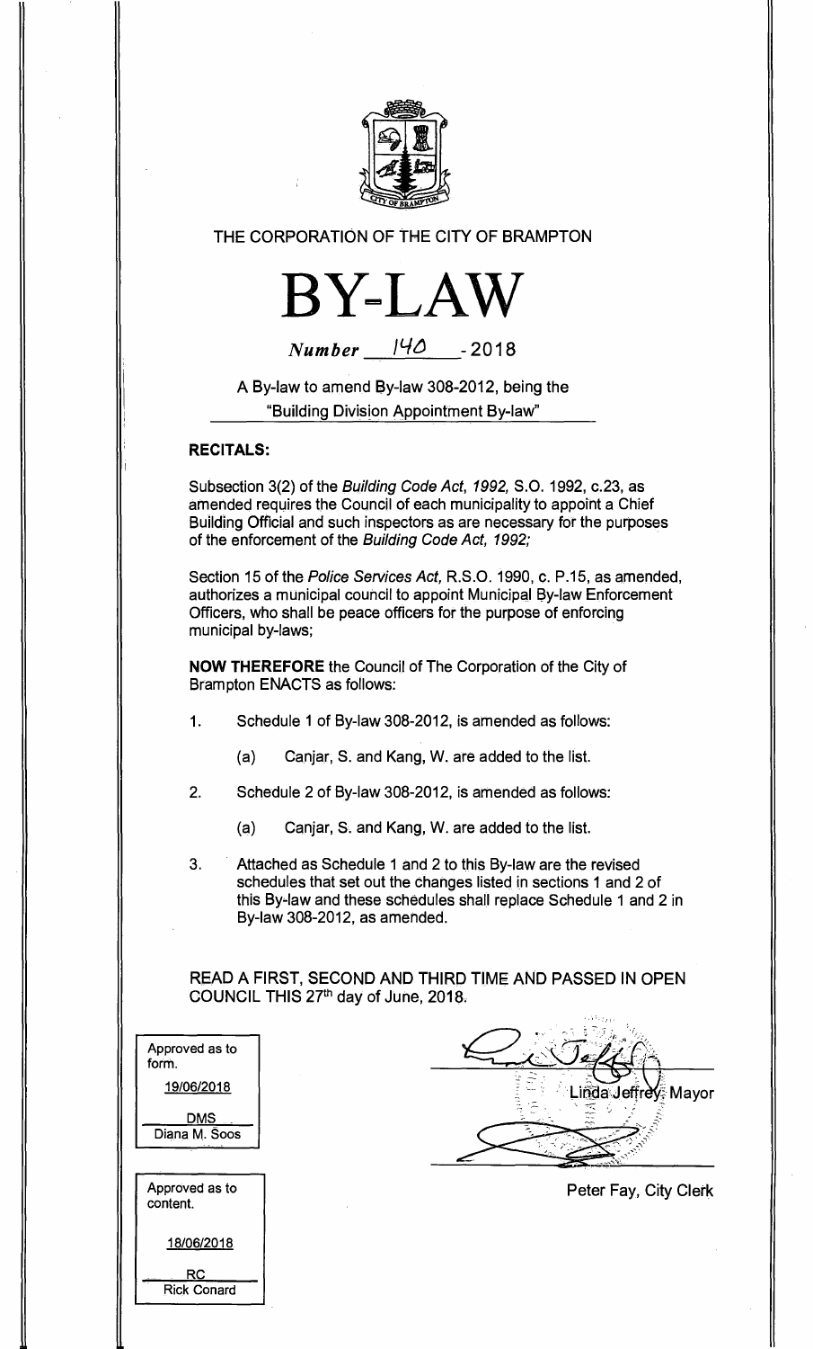THE CORPORATION OF THE CITY OF BRAMPTON

# BY-LAW

*Number* 140 - 2018

A By-law to amend By-law 308-2012, being the "Building Division Appointment By-law"

**RECITALS:**

Subsection 3(2) of the *Building Code Act, 1992,* S.O. 1992, c.23, as amended requires the Council of each municipality to appoint a Chief Building Official and such inspectors as are necessary for the purposes of the enforcement of the *Building Code Act, 1992;*

Section 15 of the *Police Services Act,* R.S.O. 1990, c. P.15, as amended, authorizes a municipal council to appoint Municipal By-law Enforcement Officers, who shall be peace officers for the purpose of enforcing municipal by-laws;

**NOW THEREFORE** the Council of The Corporation of the City of Brampton ENACTS as follows:

1. Schedule 1 of By-law 308-2012, is amended as follows:

   (a) Canjar, S. and Kang, W. are added to the list.

2. Schedule 2 of By-law 308-2012, is amended as follows:

   (a) Canjar, S. and Kang, W. are added to the list.

3. Attached as Schedule 1 and 2 to this By-law are the revised schedules that set out the changes listed in sections 1 and 2 of this By-law and these schedules shall replace Schedule 1 and 2 in By-law 308-2012, as amended.

READ A FIRST, SECOND AND THIRD TIME AND PASSED IN OPEN COUNCIL THIS 27th day of June, 2018.

Approved as to form.
19/06/2018
DMS
Diana M. Soos

Approved as to content.
18/06/2018
RC
Rick Conard

Linda Jeffrey, Mayor

Peter Fay, City Clerk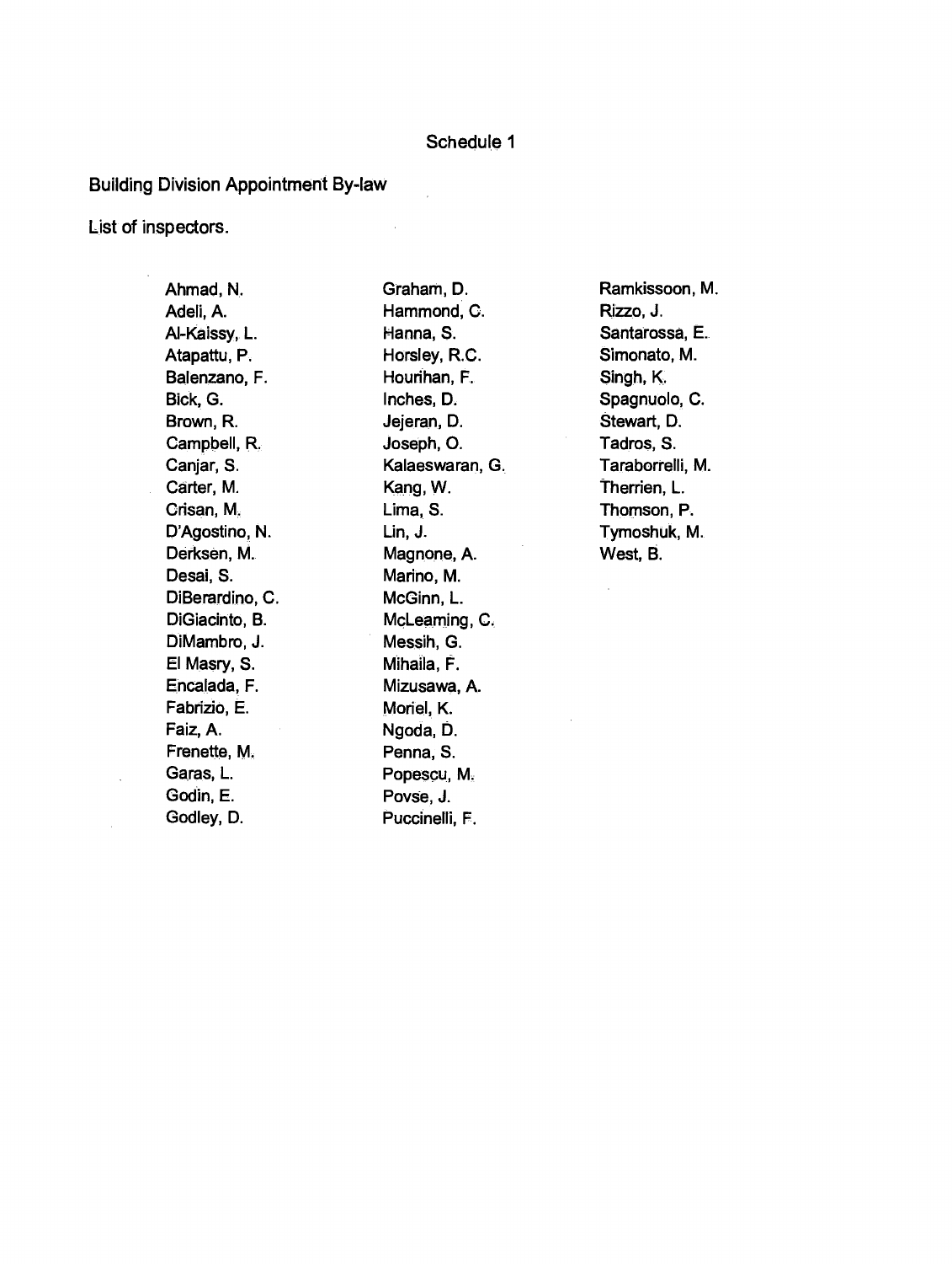Schedule 1

Building Division Appointment By-law

List of inspectors.

Ahmad, N.
Adeli, A.
Al-Kaissy, L.
Atapattu, P.
Balenzano, F.
Bick, G.
Brown, R.
Campbell, R.
Canjar, S.
Carter, M.
Crisan, M.
D'Agostino, N.
Derksen, M.
Desai, S.
DiBerardino, C.
DiGiacinto, B.
DiMambro, J.
El Masry, S.
Encalada, F.
Fabrizio, E.
Faiz, A.
Frenette, M.
Garas, L.
Godin, E.
Godley, D.
Graham, D.
Hammond, C.
Hanna, S.
Horsley, R.C.
Hourihan, F.
Inches, D.
Jejeran, D.
Joseph, O.
Kalaeswaran, G.
Kang, W.
Lima, S.
Lin, J.
Magnone, A.
Marino, M.
McGinn, L.
McLeaming, C.
Messih, G.
Mihaila, F.
Mizusawa, A.
Moriel, K.
Ngoda, D.
Penna, S.
Popescu, M.
Povse, J.
Puccinelli, F.
Ramkissoon, M.
Rizzo, J.
Santarossa, E.
Simonato, M.
Singh, K.
Spagnuolo, C.
Stewart, D.
Tadros, S.
Taraborrelli, M.
Therrien, L.
Thomson, P.
Tymoshuk, M.
West, B.